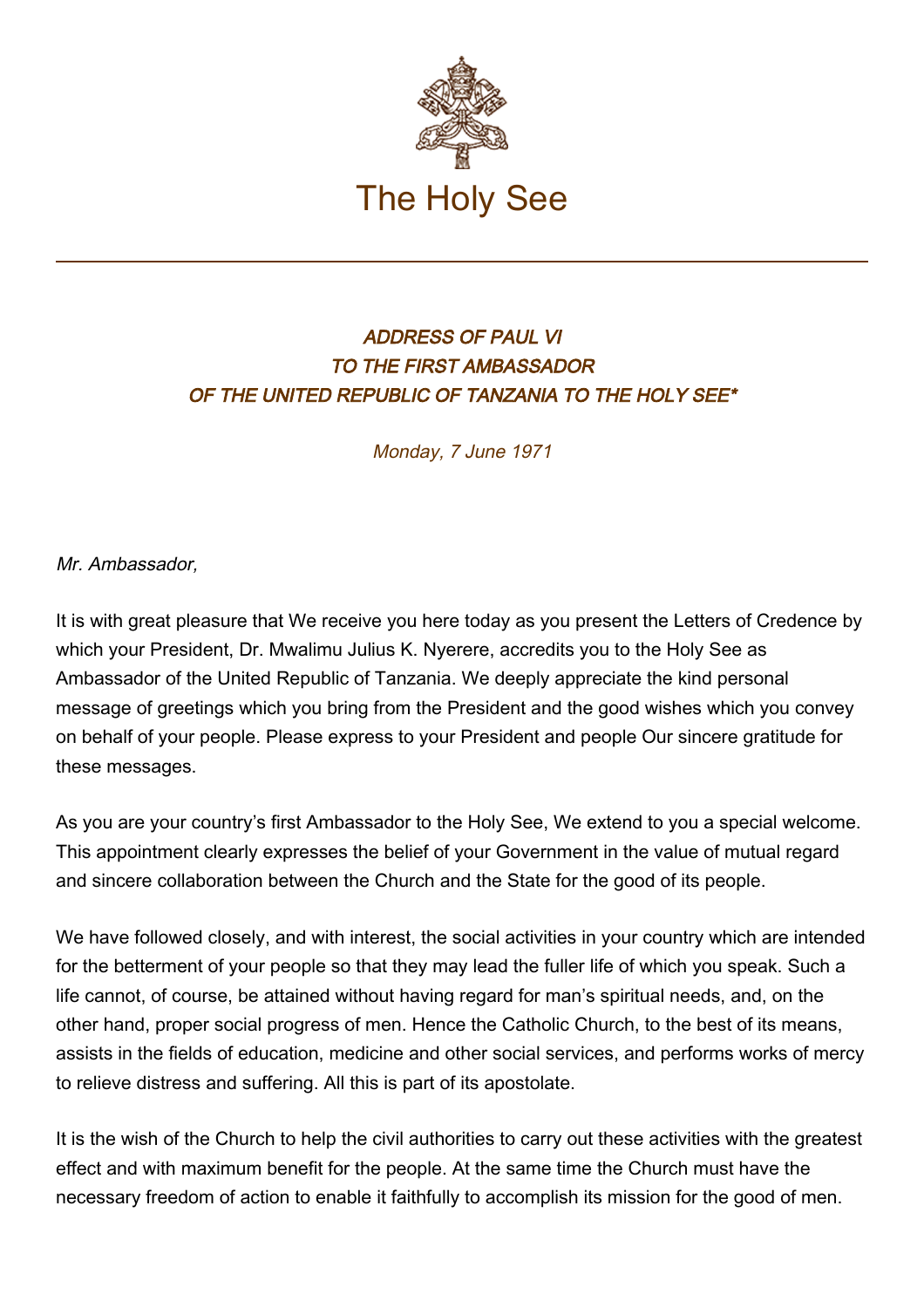# The Holy See

## *ADDRESS OF PAUL VI TO THE FIRST AMBASSADOR OF THE UNITED REPUBLIC OF TANZANIA TO THE HOLY SEE**

*Monday, 7 June 1971*

*Mr. Ambassador,*

It is with great pleasure that We receive you here today as you present the Letters of Credence by which your President, Dr. Mwalimu Julius K. Nyerere, accredits you to the Holy See as Ambassador of the United Republic of Tanzania. We deeply appreciate the kind personal message of greetings which you bring from the President and the good wishes which you convey on behalf of your people. Please express to your President and people Our sincere gratitude for these messages.

As you are your country's first Ambassador to the Holy See, We extend to you a special welcome. This appointment clearly expresses the belief of your Government in the value of mutual regard and sincere collaboration between the Church and the State for the good of its people.

We have followed closely, and with interest, the social activities in your country which are intended for the betterment of your people so that they may lead the fuller life of which you speak. Such a life cannot, of course, be attained without having regard for man's spiritual needs, and, on the other hand, proper social progress of men. Hence the Catholic Church, to the best of its means, assists in the fields of education, medicine and other social services, and performs works of mercy to relieve distress and suffering. All this is part of its apostolate.

It is the wish of the Church to help the civil authorities to carry out these activities with the greatest effect and with maximum benefit for the people. At the same time the Church must have the necessary freedom of action to enable it faithfully to accomplish its mission for the good of men.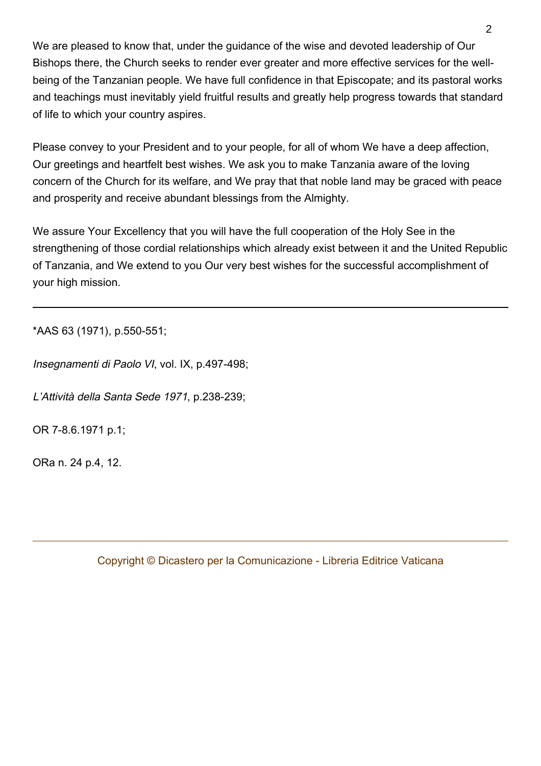We are pleased to know that, under the guidance of the wise and devoted leadership of Our Bishops there, the Church seeks to render ever greater and more effective services for the well-being of the Tanzanian people. We have full confidence in that Episcopate; and its pastoral works and teachings must inevitably yield fruitful results and greatly help progress towards that standard of life to which your country aspires.

Please convey to your President and to your people, for all of whom We have a deep affection, Our greetings and heartfelt best wishes. We ask you to make Tanzania aware of the loving concern of the Church for its welfare, and We pray that that noble land may be graced with peace and prosperity and receive abundant blessings from the Almighty.

We assure Your Excellency that you will have the full cooperation of the Holy See in the strengthening of those cordial relationships which already exist between it and the United Republic of Tanzania, and We extend to you Our very best wishes for the successful accomplishment of your high mission.

---

*AAS 63 (1971), p.550-551;

*Insegnamenti di Paolo VI*, vol. IX, p.497-498;

*L'Attività della Santa Sede 1971*, p.238-239;

OR 7-8.6.1971 p.1;

ORa n. 24 p.4, 12.

---

Copyright © Dicastero per la Comunicazione - Libreria Editrice Vaticana